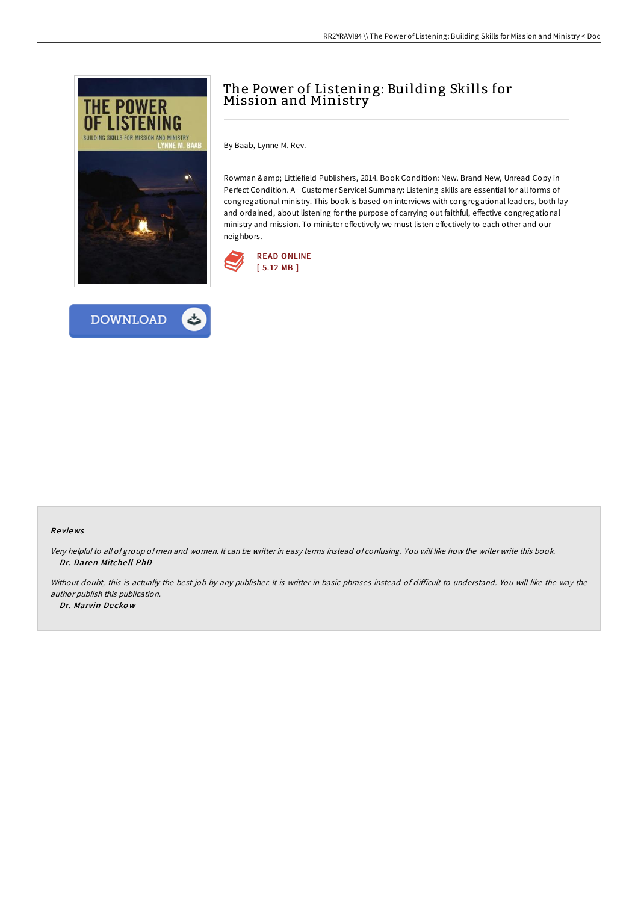# The Power of Listening: Building Skills for Mission and Ministry

By Baab, Lynne M. Rev.

Rowman &amp; Littlefield Publishers, 2014. Book Condition: New. Brand New, Unread Copy in Perfect Condition. A+ Customer Service! Summary: Listening skills are essential for all forms of congregational ministry. This book is based on interviews with congregational leaders, both lay and ordained, about listening for the purpose of carrying out faithful, effective congregational ministry and mission. To minister effectively we must listen effectively to each other and our neighbors.

READ ONLINE
[ 5.12 MB ]

DOWNLOAD

## Reviews

*Very helpful to all of group of men and women. It can be writter in easy terms instead of confusing. You will like how the writer write this book.*
*-- Dr. Daren Mitchell PhD*

*Without doubt, this is actually the best job by any publisher. It is writter in basic phrases instead of difficult to understand. You will like the way the author publish this publication.*
*-- Dr. Marvin Deckow*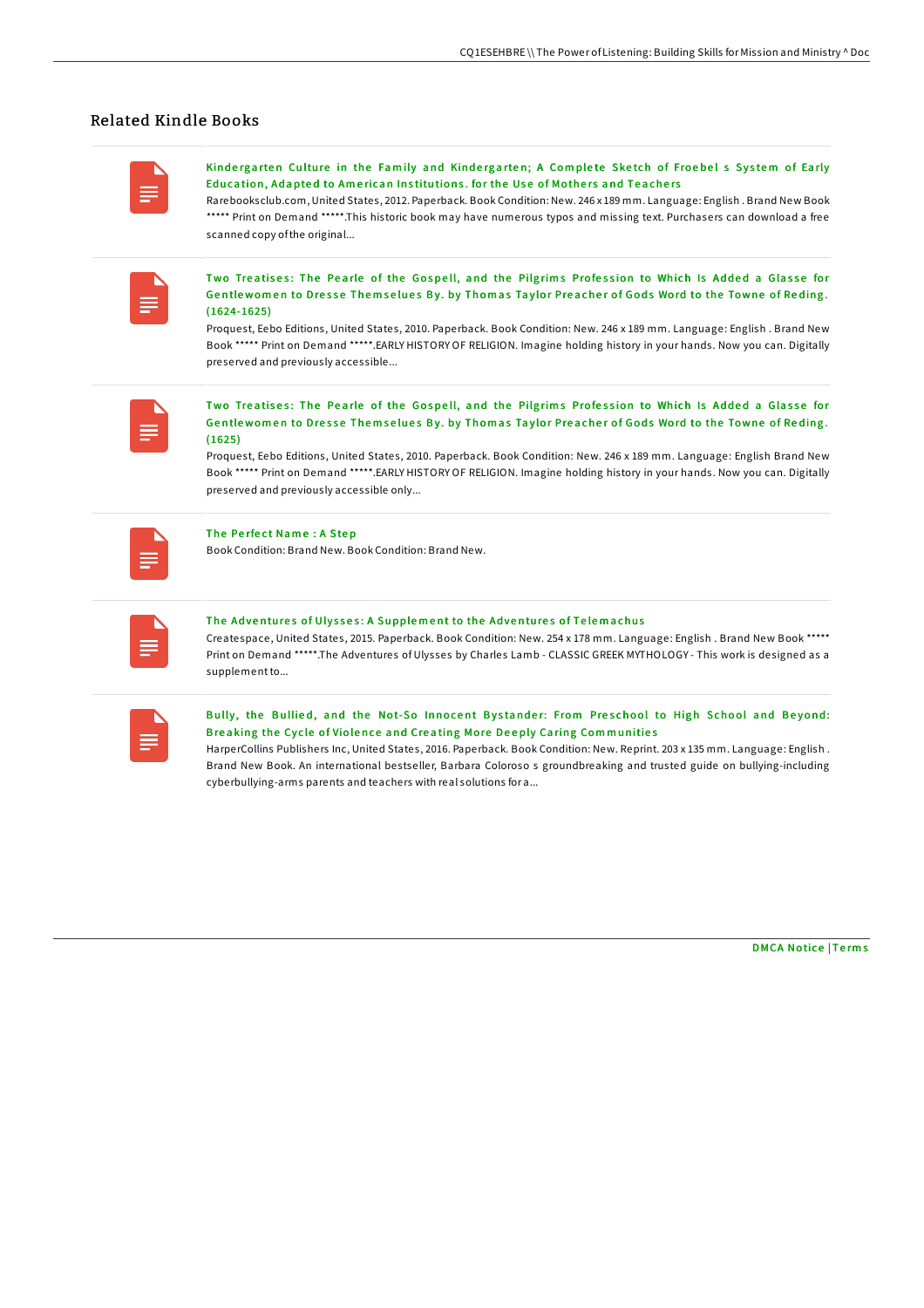## Related Kindle Books

**Kindergarten Culture in the Family and Kindergarten; A Complete Sketch of Froebel s System of Early Education, Adapted to American Institutions. for the Use of Mothers and Teachers**

Rarebooksclub.com, United States, 2012. Paperback. Book Condition: New. 246 x 189 mm. Language: English . Brand New Book ***** Print on Demand *****.This historic book may have numerous typos and missing text. Purchasers can download a free scanned copy of the original...

**Two Treatises: The Pearle of the Gospell, and the Pilgrims Profession to Which Is Added a Glasse for Gentlewomen to Dresse Themselues By. by Thomas Taylor Preacher of Gods Word to the Towne of Reding. (1624-1625)**

Proquest, Eebo Editions, United States, 2010. Paperback. Book Condition: New. 246 x 189 mm. Language: English . Brand New Book ***** Print on Demand *****.EARLY HISTORY OF RELIGION. Imagine holding history in your hands. Now you can. Digitally preserved and previously accessible...

**Two Treatises: The Pearle of the Gospell, and the Pilgrims Profession to Which Is Added a Glasse for Gentlewomen to Dresse Themselues By. by Thomas Taylor Preacher of Gods Word to the Towne of Reding. (1625)**

Proquest, Eebo Editions, United States, 2010. Paperback. Book Condition: New. 246 x 189 mm. Language: English Brand New Book ***** Print on Demand *****.EARLY HISTORY OF RELIGION. Imagine holding history in your hands. Now you can. Digitally preserved and previously accessible only...

**The Perfect Name : A Step**

Book Condition: Brand New. Book Condition: Brand New.

**The Adventures of Ulysses: A Supplement to the Adventures of Telemachus**

Createspace, United States, 2015. Paperback. Book Condition: New. 254 x 178 mm. Language: English . Brand New Book ***** Print on Demand *****.The Adventures of Ulysses by Charles Lamb - CLASSIC GREEK MYTHOLOGY - This work is designed as a supplement to...

**Bully, the Bullied, and the Not-So Innocent Bystander: From Preschool to High School and Beyond: Breaking the Cycle of Violence and Creating More Deeply Caring Communities**

HarperCollins Publishers Inc, United States, 2016. Paperback. Book Condition: New. Reprint. 203 x 135 mm. Language: English . Brand New Book. An international bestseller, Barbara Coloroso s groundbreaking and trusted guide on bullying-including cyberbullying-arms parents and teachers with real solutions for a...

DMCA Notice | Terms